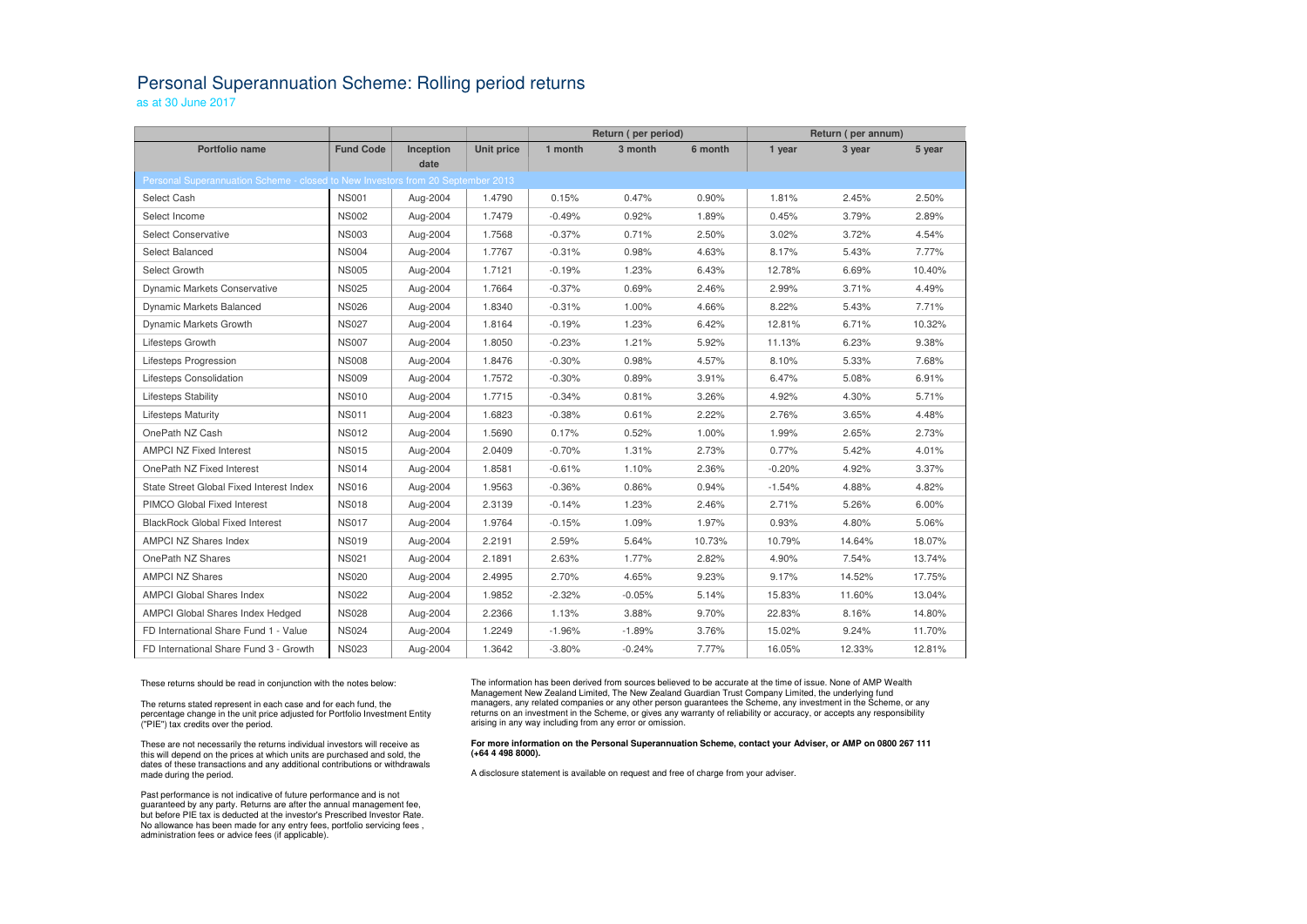# Personal Superannuation Scheme: Rolling period returns

as at 30 June 2017

| | | | | Return ( per period) | | | Return ( per annum) | | |
|---|---|---|---|---|---|---|---|---|---|
| **Portfolio name** | **Fund Code** | **Inception date** | **Unit price** | **1 month** | **3 month** | **6 month** | **1 year** | **3 year** | **5 year** |
| Personal Superannuation Scheme - closed to New Investors from 20 September 2013 | | | | | | | | | |
| Select Cash | NS001 | Aug-2004 | 1.4790 | 0.15% | 0.47% | 0.90% | 1.81% | 2.45% | 2.50% |
| Select Income | NS002 | Aug-2004 | 1.7479 | -0.49% | 0.92% | 1.89% | 0.45% | 3.79% | 2.89% |
| Select Conservative | NS003 | Aug-2004 | 1.7568 | -0.37% | 0.71% | 2.50% | 3.02% | 3.72% | 4.54% |
| Select Balanced | NS004 | Aug-2004 | 1.7767 | -0.31% | 0.98% | 4.63% | 8.17% | 5.43% | 7.77% |
| Select Growth | NS005 | Aug-2004 | 1.7121 | -0.19% | 1.23% | 6.43% | 12.78% | 6.69% | 10.40% |
| Dynamic Markets Conservative | NS025 | Aug-2004 | 1.7664 | -0.37% | 0.69% | 2.46% | 2.99% | 3.71% | 4.49% |
| Dynamic Markets Balanced | NS026 | Aug-2004 | 1.8340 | -0.31% | 1.00% | 4.66% | 8.22% | 5.43% | 7.71% |
| Dynamic Markets Growth | NS027 | Aug-2004 | 1.8164 | -0.19% | 1.23% | 6.42% | 12.81% | 6.71% | 10.32% |
| Lifesteps Growth | NS007 | Aug-2004 | 1.8050 | -0.23% | 1.21% | 5.92% | 11.13% | 6.23% | 9.38% |
| Lifesteps Progression | NS008 | Aug-2004 | 1.8476 | -0.30% | 0.98% | 4.57% | 8.10% | 5.33% | 7.68% |
| Lifesteps Consolidation | NS009 | Aug-2004 | 1.7572 | -0.30% | 0.89% | 3.91% | 6.47% | 5.08% | 6.91% |
| Lifesteps Stability | NS010 | Aug-2004 | 1.7715 | -0.34% | 0.81% | 3.26% | 4.92% | 4.30% | 5.71% |
| Lifesteps Maturity | NS011 | Aug-2004 | 1.6823 | -0.38% | 0.61% | 2.22% | 2.76% | 3.65% | 4.48% |
| OnePath NZ Cash | NS012 | Aug-2004 | 1.5690 | 0.17% | 0.52% | 1.00% | 1.99% | 2.65% | 2.73% |
| AMPCI NZ Fixed Interest | NS015 | Aug-2004 | 2.0409 | -0.70% | 1.31% | 2.73% | 0.77% | 5.42% | 4.01% |
| OnePath NZ Fixed Interest | NS014 | Aug-2004 | 1.8581 | -0.61% | 1.10% | 2.36% | -0.20% | 4.92% | 3.37% |
| State Street Global Fixed Interest Index | NS016 | Aug-2004 | 1.9563 | -0.36% | 0.86% | 0.94% | -1.54% | 4.88% | 4.82% |
| PIMCO Global Fixed Interest | NS018 | Aug-2004 | 2.3139 | -0.14% | 1.23% | 2.46% | 2.71% | 5.26% | 6.00% |
| BlackRock Global Fixed Interest | NS017 | Aug-2004 | 1.9764 | -0.15% | 1.09% | 1.97% | 0.93% | 4.80% | 5.06% |
| AMPCI NZ Shares Index | NS019 | Aug-2004 | 2.2191 | 2.59% | 5.64% | 10.73% | 10.79% | 14.64% | 18.07% |
| OnePath NZ Shares | NS021 | Aug-2004 | 2.1891 | 2.63% | 1.77% | 2.82% | 4.90% | 7.54% | 13.74% |
| AMPCI NZ Shares | NS020 | Aug-2004 | 2.4995 | 2.70% | 4.65% | 9.23% | 9.17% | 14.52% | 17.75% |
| AMPCI Global Shares Index | NS022 | Aug-2004 | 1.9852 | -2.32% | -0.05% | 5.14% | 15.83% | 11.60% | 13.04% |
| AMPCI Global Shares Index Hedged | NS028 | Aug-2004 | 2.2366 | 1.13% | 3.88% | 9.70% | 22.83% | 8.16% | 14.80% |
| FD International Share Fund 1 - Value | NS024 | Aug-2004 | 1.2249 | -1.96% | -1.89% | 3.76% | 15.02% | 9.24% | 11.70% |
| FD International Share Fund 3 - Growth | NS023 | Aug-2004 | 1.3642 | -3.80% | -0.24% | 7.77% | 16.05% | 12.33% | 12.81% |

These returns should be read in conjunction with the notes below:

The returns stated represent in each case and for each fund, the percentage change in the unit price adjusted for Portfolio Investment Entity ("PIE") tax credits over the period.

These are not necessarily the returns individual investors will receive as this will depend on the prices at which units are purchased and sold, the dates of these transactions and any additional contributions or withdrawals made during the period.

Past performance is not indicative of future performance and is not guaranteed by any party. Returns are after the annual management fee, but before PIE tax is deducted at the investor's Prescribed Investor Rate. No allowance has been made for any entry fees, portfolio servicing fees , administration fees or advice fees (if applicable).

The information has been derived from sources believed to be accurate at the time of issue. None of AMP Wealth Management New Zealand Limited, The New Zealand Guardian Trust Company Limited, the underlying fund managers, any related companies or any other person guarantees the Scheme, any investment in the Scheme, or any returns on an investment in the Scheme, or gives any warranty of reliability or accuracy, or accepts any responsibility arising in any way including from any error or omission.

**For more information on the Personal Superannuation Scheme, contact your Adviser, or AMP on 0800 267 111 (+64 4 498 8000).**

A disclosure statement is available on request and free of charge from your adviser.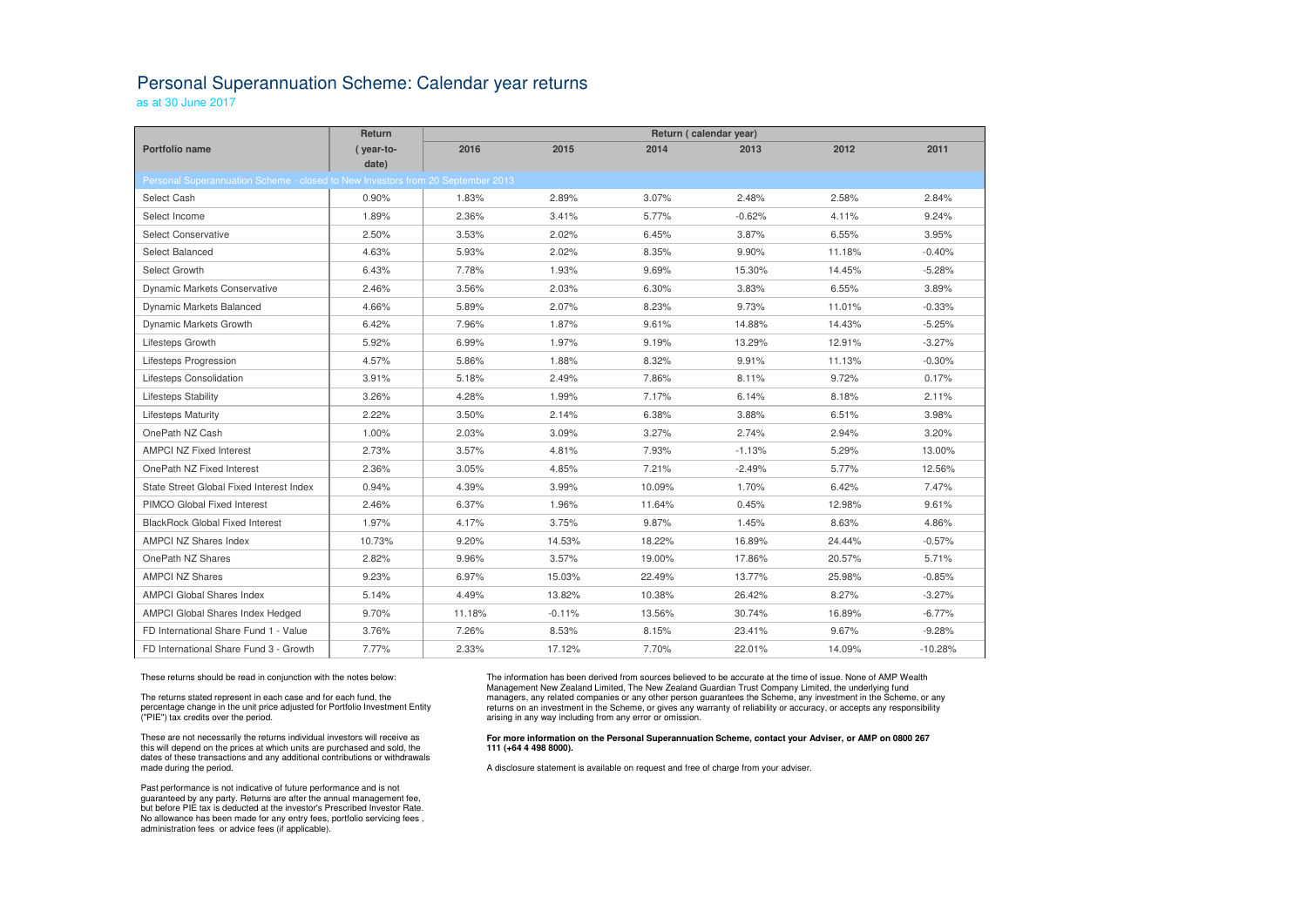# Personal Superannuation Scheme: Calendar year returns

as at 30 June 2017

| Portfolio name | Return ( year-to-date) | Return ( calendar year) | | | | | |
|---|---|---|---|---|---|---|---|
| | | 2016 | 2015 | 2014 | 2013 | 2012 | 2011 |
| Personal Superannuation Scheme - closed to New Investors from 20 September 2013 | | | | | | | |
| Select Cash | 0.90% | 1.83% | 2.89% | 3.07% | 2.48% | 2.58% | 2.84% |
| Select Income | 1.89% | 2.36% | 3.41% | 5.77% | -0.62% | 4.11% | 9.24% |
| Select Conservative | 2.50% | 3.53% | 2.02% | 6.45% | 3.87% | 6.55% | 3.95% |
| Select Balanced | 4.63% | 5.93% | 2.02% | 8.35% | 9.90% | 11.18% | -0.40% |
| Select Growth | 6.43% | 7.78% | 1.93% | 9.69% | 15.30% | 14.45% | -5.28% |
| Dynamic Markets Conservative | 2.46% | 3.56% | 2.03% | 6.30% | 3.83% | 6.55% | 3.89% |
| Dynamic Markets Balanced | 4.66% | 5.89% | 2.07% | 8.23% | 9.73% | 11.01% | -0.33% |
| Dynamic Markets Growth | 6.42% | 7.96% | 1.87% | 9.61% | 14.88% | 14.43% | -5.25% |
| Lifesteps Growth | 5.92% | 6.99% | 1.97% | 9.19% | 13.29% | 12.91% | -3.27% |
| Lifesteps Progression | 4.57% | 5.86% | 1.88% | 8.32% | 9.91% | 11.13% | -0.30% |
| Lifesteps Consolidation | 3.91% | 5.18% | 2.49% | 7.86% | 8.11% | 9.72% | 0.17% |
| Lifesteps Stability | 3.26% | 4.28% | 1.99% | 7.17% | 6.14% | 8.18% | 2.11% |
| Lifesteps Maturity | 2.22% | 3.50% | 2.14% | 6.38% | 3.88% | 6.51% | 3.98% |
| OnePath NZ Cash | 1.00% | 2.03% | 3.09% | 3.27% | 2.74% | 2.94% | 3.20% |
| AMPCI NZ Fixed Interest | 2.73% | 3.57% | 4.81% | 7.93% | -1.13% | 5.29% | 13.00% |
| OnePath NZ Fixed Interest | 2.36% | 3.05% | 4.85% | 7.21% | -2.49% | 5.77% | 12.56% |
| State Street Global Fixed Interest Index | 0.94% | 4.39% | 3.99% | 10.09% | 1.70% | 6.42% | 7.47% |
| PIMCO Global Fixed Interest | 2.46% | 6.37% | 1.96% | 11.64% | 0.45% | 12.98% | 9.61% |
| BlackRock Global Fixed Interest | 1.97% | 4.17% | 3.75% | 9.87% | 1.45% | 8.63% | 4.86% |
| AMPCI NZ Shares Index | 10.73% | 9.20% | 14.53% | 18.22% | 16.89% | 24.44% | -0.57% |
| OnePath NZ Shares | 2.82% | 9.96% | 3.57% | 19.00% | 17.86% | 20.57% | 5.71% |
| AMPCI NZ Shares | 9.23% | 6.97% | 15.03% | 22.49% | 13.77% | 25.98% | -0.85% |
| AMPCI Global Shares Index | 5.14% | 4.49% | 13.82% | 10.38% | 26.42% | 8.27% | -3.27% |
| AMPCI Global Shares Index Hedged | 9.70% | 11.18% | -0.11% | 13.56% | 30.74% | 16.89% | -6.77% |
| FD International Share Fund 1 - Value | 3.76% | 7.26% | 8.53% | 8.15% | 23.41% | 9.67% | -9.28% |
| FD International Share Fund 3 - Growth | 7.77% | 2.33% | 17.12% | 7.70% | 22.01% | 14.09% | -10.28% |

These returns should be read in conjunction with the notes below:

The returns stated represent in each case and for each fund, the percentage change in the unit price adjusted for Portfolio Investment Entity ("PIE") tax credits over the period.

These are not necessarily the returns individual investors will receive as this will depend on the prices at which units are purchased and sold, the dates of these transactions and any additional contributions or withdrawals made during the period.

Past performance is not indicative of future performance and is not guaranteed by any party. Returns are after the annual management fee, but before PIE tax is deducted at the investor's Prescribed Investor Rate. No allowance has been made for any entry fees, portfolio servicing fees , administration fees or advice fees (if applicable).

The information has been derived from sources believed to be accurate at the time of issue. None of AMP Wealth Management New Zealand Limited, The New Zealand Guardian Trust Company Limited, the underlying fund managers, any related companies or any other person guarantees the Scheme, any investment in the Scheme, or any returns on an investment in the Scheme, or gives any warranty of reliability or accuracy, or accepts any responsibility arising in any way including from any error or omission.

**For more information on the Personal Superannuation Scheme, contact your Adviser, or AMP on 0800 267 111 (+64 4 498 8000).**

A disclosure statement is available on request and free of charge from your adviser.